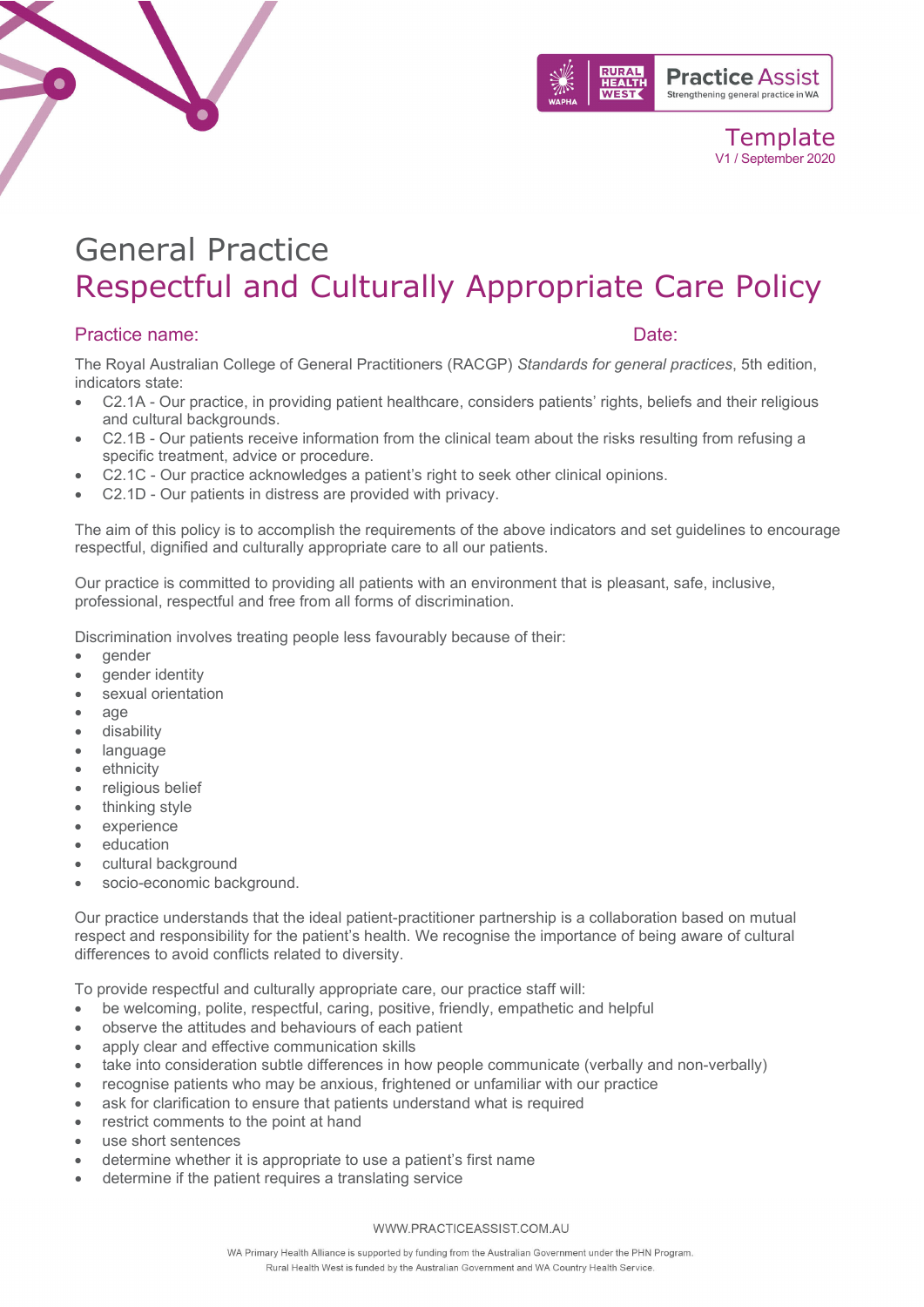Template
V1 / September 2020

# General Practice
# Respectful and Culturally Appropriate Care Policy

**Practice name:** **Date:**

The Royal Australian College of General Practitioners (RACGP) *Standards for general practices*, 5th edition, indicators state:

- C2.1A - Our practice, in providing patient healthcare, considers patients' rights, beliefs and their religious and cultural backgrounds.
- C2.1B - Our patients receive information from the clinical team about the risks resulting from refusing a specific treatment, advice or procedure.
- C2.1C - Our practice acknowledges a patient's right to seek other clinical opinions.
- C2.1D - Our patients in distress are provided with privacy.

The aim of this policy is to accomplish the requirements of the above indicators and set guidelines to encourage respectful, dignified and culturally appropriate care to all our patients.

Our practice is committed to providing all patients with an environment that is pleasant, safe, inclusive, professional, respectful and free from all forms of discrimination.

Discrimination involves treating people less favourably because of their:

- gender
- gender identity
- sexual orientation
- age
- disability
- language
- ethnicity
- religious belief
- thinking style
- experience
- education
- cultural background
- socio-economic background.

Our practice understands that the ideal patient-practitioner partnership is a collaboration based on mutual respect and responsibility for the patient's health. We recognise the importance of being aware of cultural differences to avoid conflicts related to diversity.

To provide respectful and culturally appropriate care, our practice staff will:

- be welcoming, polite, respectful, caring, positive, friendly, empathetic and helpful
- observe the attitudes and behaviours of each patient
- apply clear and effective communication skills
- take into consideration subtle differences in how people communicate (verbally and non-verbally)
- recognise patients who may be anxious, frightened or unfamiliar with our practice
- ask for clarification to ensure that patients understand what is required
- restrict comments to the point at hand
- use short sentences
- determine whether it is appropriate to use a patient's first name
- determine if the patient requires a translating service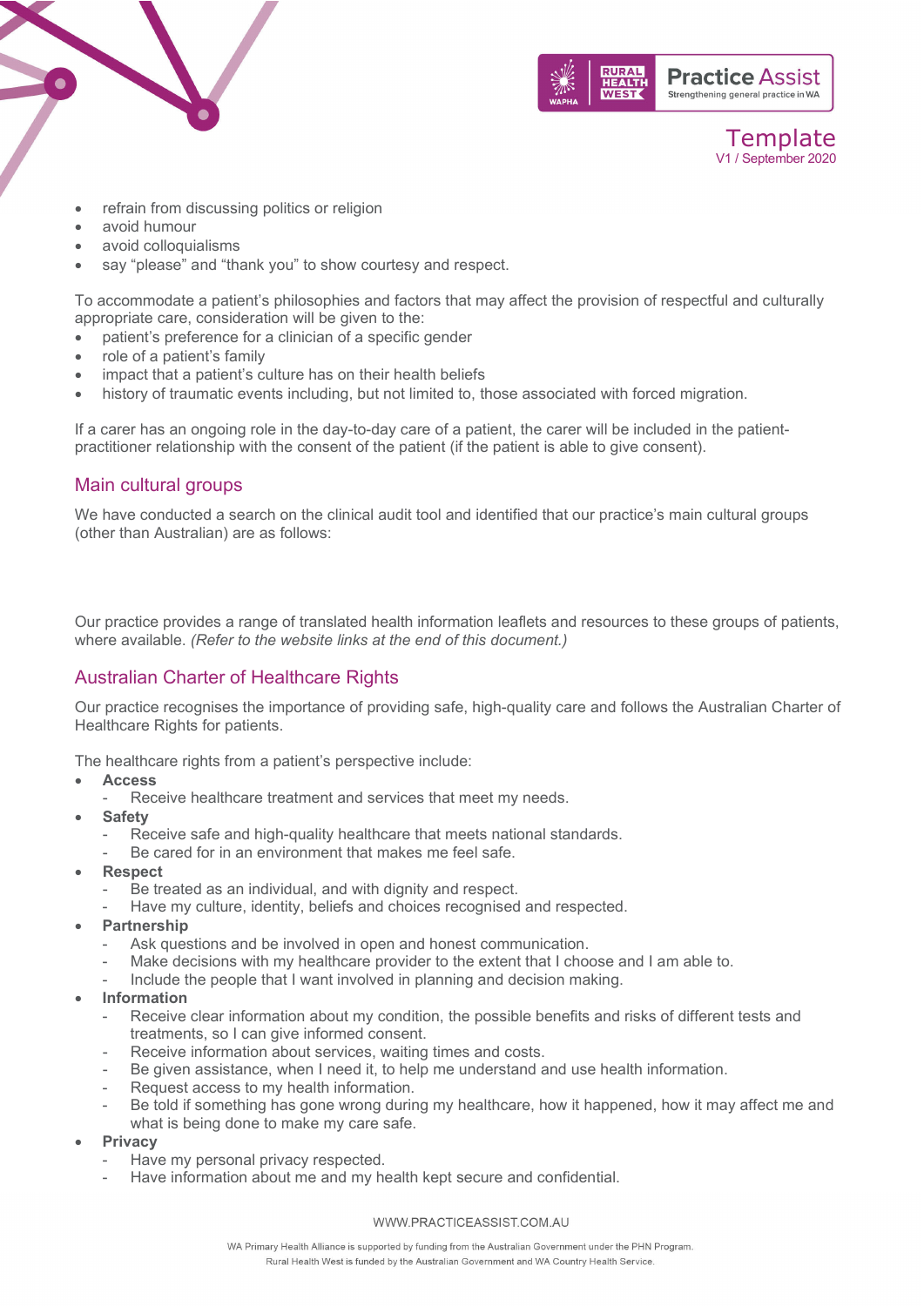- refrain from discussing politics or religion
- avoid humour
- avoid colloquialisms
- say "please" and "thank you" to show courtesy and respect.

To accommodate a patient's philosophies and factors that may affect the provision of respectful and culturally appropriate care, consideration will be given to the:

- patient's preference for a clinician of a specific gender
- role of a patient's family
- impact that a patient's culture has on their health beliefs
- history of traumatic events including, but not limited to, those associated with forced migration.

If a carer has an ongoing role in the day-to-day care of a patient, the carer will be included in the patient-practitioner relationship with the consent of the patient (if the patient is able to give consent).

## Main cultural groups

We have conducted a search on the clinical audit tool and identified that our practice's main cultural groups (other than Australian) are as follows:

Our practice provides a range of translated health information leaflets and resources to these groups of patients, where available. *(Refer to the website links at the end of this document.)*

## Australian Charter of Healthcare Rights

Our practice recognises the importance of providing safe, high-quality care and follows the Australian Charter of Healthcare Rights for patients.

The healthcare rights from a patient's perspective include:

- **Access**
  - Receive healthcare treatment and services that meet my needs.
- **Safety**
  - Receive safe and high-quality healthcare that meets national standards.
  - Be cared for in an environment that makes me feel safe.
- **Respect**
  - Be treated as an individual, and with dignity and respect.
  - Have my culture, identity, beliefs and choices recognised and respected.
- **Partnership**
  - Ask questions and be involved in open and honest communication.
  - Make decisions with my healthcare provider to the extent that I choose and I am able to.
  - Include the people that I want involved in planning and decision making.
- **Information**
  - Receive clear information about my condition, the possible benefits and risks of different tests and treatments, so I can give informed consent.
  - Receive information about services, waiting times and costs.
  - Be given assistance, when I need it, to help me understand and use health information.
  - Request access to my health information.
  - Be told if something has gone wrong during my healthcare, how it happened, how it may affect me and what is being done to make my care safe.
- **Privacy**
  - Have my personal privacy respected.
  - Have information about me and my health kept secure and confidential.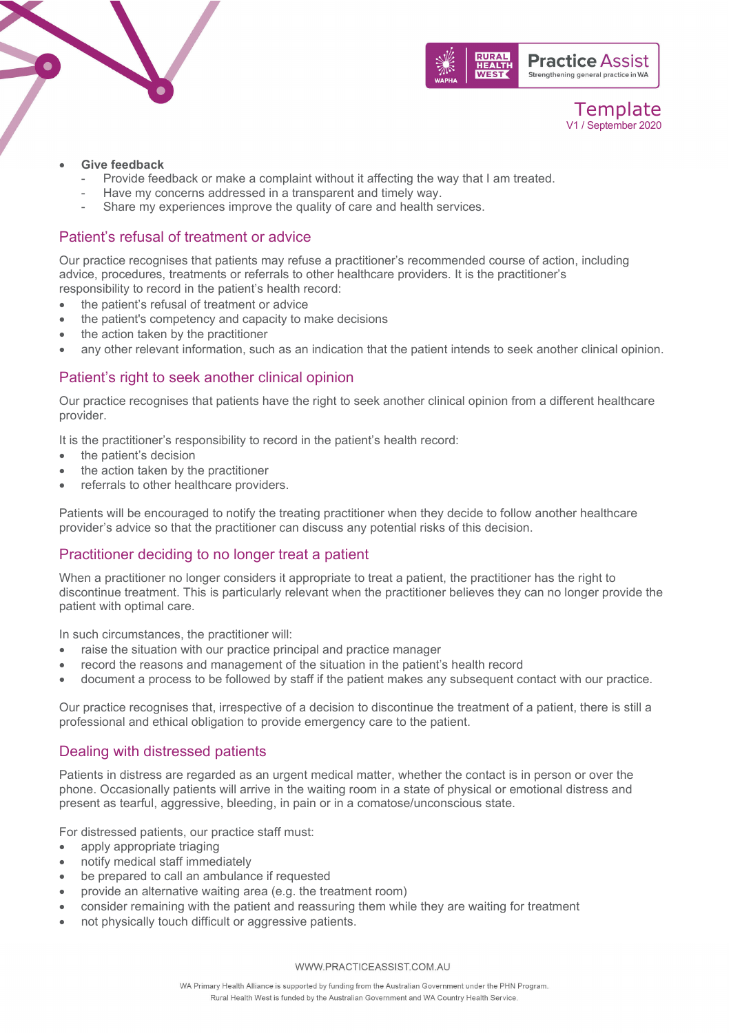- **Give feedback**
  - Provide feedback or make a complaint without it affecting the way that I am treated.
  - Have my concerns addressed in a transparent and timely way.
  - Share my experiences improve the quality of care and health services.

## Patient's refusal of treatment or advice

Our practice recognises that patients may refuse a practitioner's recommended course of action, including advice, procedures, treatments or referrals to other healthcare providers. It is the practitioner's responsibility to record in the patient's health record:

- the patient's refusal of treatment or advice
- the patient's competency and capacity to make decisions
- the action taken by the practitioner
- any other relevant information, such as an indication that the patient intends to seek another clinical opinion.

## Patient's right to seek another clinical opinion

Our practice recognises that patients have the right to seek another clinical opinion from a different healthcare provider.

It is the practitioner's responsibility to record in the patient's health record:

- the patient's decision
- the action taken by the practitioner
- referrals to other healthcare providers.

Patients will be encouraged to notify the treating practitioner when they decide to follow another healthcare provider's advice so that the practitioner can discuss any potential risks of this decision.

## Practitioner deciding to no longer treat a patient

When a practitioner no longer considers it appropriate to treat a patient, the practitioner has the right to discontinue treatment. This is particularly relevant when the practitioner believes they can no longer provide the patient with optimal care.

In such circumstances, the practitioner will:

- raise the situation with our practice principal and practice manager
- record the reasons and management of the situation in the patient's health record
- document a process to be followed by staff if the patient makes any subsequent contact with our practice.

Our practice recognises that, irrespective of a decision to discontinue the treatment of a patient, there is still a professional and ethical obligation to provide emergency care to the patient.

## Dealing with distressed patients

Patients in distress are regarded as an urgent medical matter, whether the contact is in person or over the phone. Occasionally patients will arrive in the waiting room in a state of physical or emotional distress and present as tearful, aggressive, bleeding, in pain or in a comatose/unconscious state.

For distressed patients, our practice staff must:

- apply appropriate triaging
- notify medical staff immediately
- be prepared to call an ambulance if requested
- provide an alternative waiting area (e.g. the treatment room)
- consider remaining with the patient and reassuring them while they are waiting for treatment
- not physically touch difficult or aggressive patients.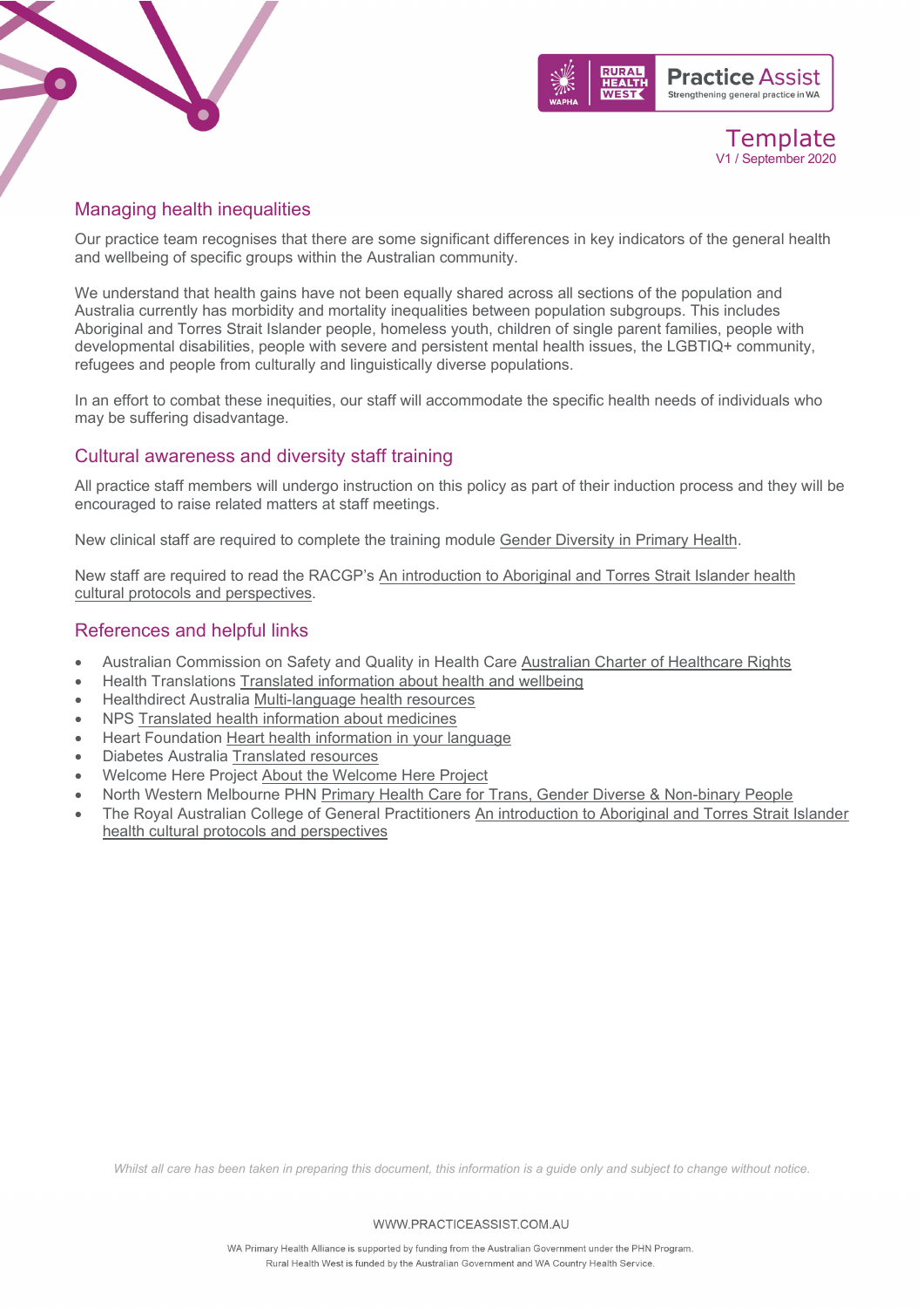## Managing health inequalities

Our practice team recognises that there are some significant differences in key indicators of the general health and wellbeing of specific groups within the Australian community.

We understand that health gains have not been equally shared across all sections of the population and Australia currently has morbidity and mortality inequalities between population subgroups. This includes Aboriginal and Torres Strait Islander people, homeless youth, children of single parent families, people with developmental disabilities, people with severe and persistent mental health issues, the LGBTIQ+ community, refugees and people from culturally and linguistically diverse populations.

In an effort to combat these inequities, our staff will accommodate the specific health needs of individuals who may be suffering disadvantage.

## Cultural awareness and diversity staff training

All practice staff members will undergo instruction on this policy as part of their induction process and they will be encouraged to raise related matters at staff meetings.

New clinical staff are required to complete the training module Gender Diversity in Primary Health.

New staff are required to read the RACGP's An introduction to Aboriginal and Torres Strait Islander health cultural protocols and perspectives.

## References and helpful links

- Australian Commission on Safety and Quality in Health Care Australian Charter of Healthcare Rights
- Health Translations Translated information about health and wellbeing
- Healthdirect Australia Multi-language health resources
- NPS Translated health information about medicines
- Heart Foundation Heart health information in your language
- Diabetes Australia Translated resources
- Welcome Here Project About the Welcome Here Project
- North Western Melbourne PHN Primary Health Care for Trans, Gender Diverse & Non-binary People
- The Royal Australian College of General Practitioners An introduction to Aboriginal and Torres Strait Islander health cultural protocols and perspectives

*Whilst all care has been taken in preparing this document, this information is a guide only and subject to change without notice.*